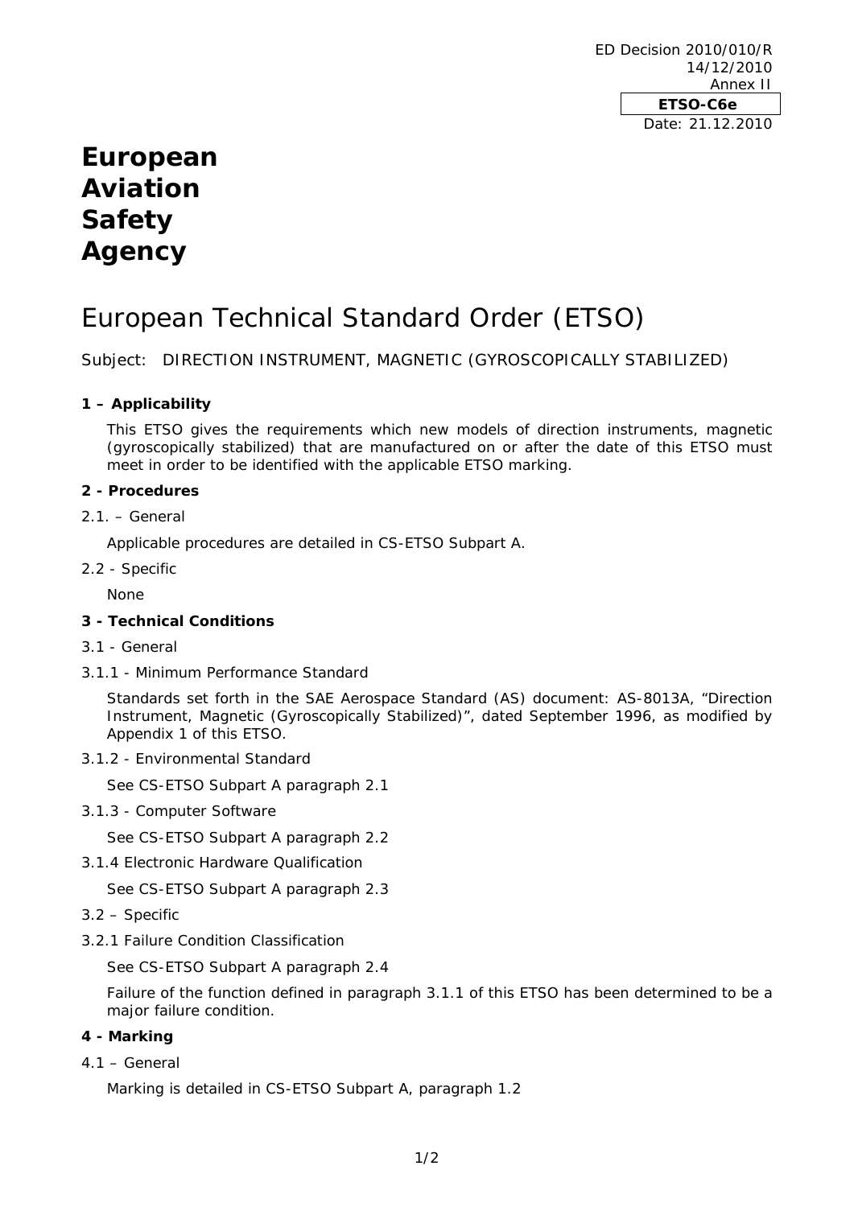ED Decision 2010/010/R
14/12/2010
Annex II

**ETSO-C6e**

Date: 21.12.2010

# European Aviation Safety Agency

# European Technical Standard Order (ETSO)

Subject: DIRECTION INSTRUMENT, MAGNETIC (GYROSCOPICALLY STABILIZED)

## 1 – Applicability

This ETSO gives the requirements which new models of direction instruments, magnetic (gyroscopically stabilized) that are manufactured on or after the date of this ETSO must meet in order to be identified with the applicable ETSO marking.

## 2 - Procedures

2.1. – General

Applicable procedures are detailed in CS-ETSO Subpart A.

2.2 - Specific

None

## 3 - Technical Conditions

3.1 - General

3.1.1 - Minimum Performance Standard

Standards set forth in the SAE Aerospace Standard (AS) document: AS-8013A, "Direction Instrument, Magnetic (Gyroscopically Stabilized)", dated September 1996, as modified by Appendix 1 of this ETSO.

3.1.2 - Environmental Standard

See CS-ETSO Subpart A paragraph 2.1

3.1.3 - Computer Software

See CS-ETSO Subpart A paragraph 2.2

3.1.4 Electronic Hardware Qualification

See CS-ETSO Subpart A paragraph 2.3

3.2 – Specific

3.2.1 Failure Condition Classification

See CS-ETSO Subpart A paragraph 2.4

Failure of the function defined in paragraph 3.1.1 of this ETSO has been determined to be a major failure condition.

## 4 - Marking

4.1 – General

Marking is detailed in CS-ETSO Subpart A, paragraph 1.2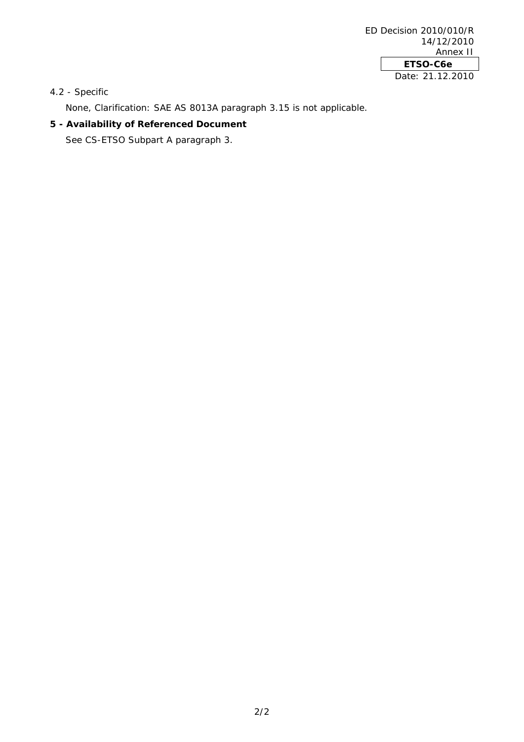4.2 - Specific

None, Clarification: SAE AS 8013A paragraph 3.15 is not applicable.

**5 - Availability of Referenced Document**

See CS-ETSO Subpart A paragraph 3.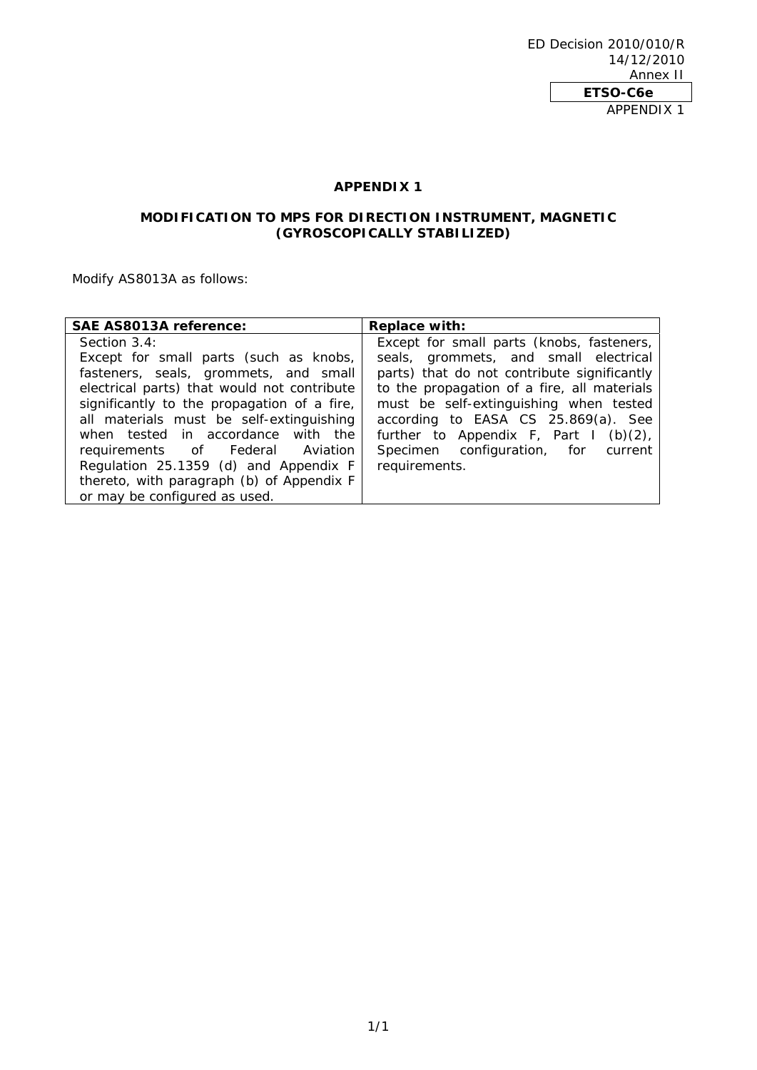ED Decision 2010/010/R
14/12/2010
Annex II
**ETSO-C6e**
APPENDIX 1

## APPENDIX 1

### MODIFICATION TO MPS FOR DIRECTION INSTRUMENT, MAGNETIC (GYROSCOPICALLY STABILIZED)

Modify AS8013A as follows:

| SAE AS8013A reference: | Replace with: |
|---|---|
| Section 3.4:<br>Except for small parts (such as knobs, fasteners, seals, grommets, and small electrical parts) that would not contribute significantly to the propagation of a fire, all materials must be self-extinguishing when tested in accordance with the requirements of Federal Aviation Regulation 25.1359 (d) and Appendix F thereto, with paragraph (b) of Appendix F or may be configured as used. | Except for small parts (knobs, fasteners, seals, grommets, and small electrical parts) that do not contribute significantly to the propagation of a fire, all materials must be self-extinguishing when tested according to EASA CS 25.869(a). See further to Appendix F, Part I (b)(2), Specimen configuration, for current requirements. |